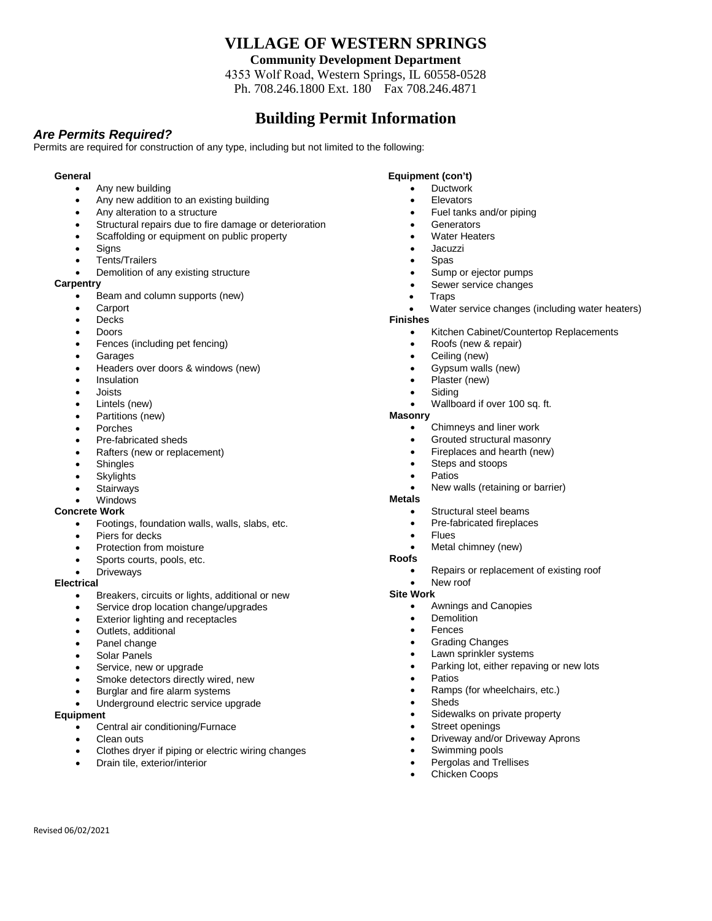# VILLAGE OF WESTERN SPRINGS

**Community Development Department**

4353 Wolf Road, Western Springs, IL 60558-0528

Ph. 708.246.1800 Ext. 180 Fax 708.246.4871

## Building Permit Information

### *Are Permits Required?*

Permits are required for construction of any type, including but not limited to the following:

**General**

- Any new building
- Any new addition to an existing building
- Any alteration to a structure
- Structural repairs due to fire damage or deterioration
- Scaffolding or equipment on public property
- Signs
- Tents/Trailers
- Demolition of any existing structure

**Carpentry**

- Beam and column supports (new)
- Carport
- Decks
- Doors
- Fences (including pet fencing)
- Garages
- Headers over doors & windows (new)
- Insulation
- Joists
- Lintels (new)
- Partitions (new)
- Porches
- Pre-fabricated sheds
- Rafters (new or replacement)
- Shingles
- Skylights
- Stairways
- Windows

**Concrete Work**

- Footings, foundation walls, walls, slabs, etc.
- Piers for decks
- Protection from moisture
- Sports courts, pools, etc.
- Driveways

**Electrical**

- Breakers, circuits or lights, additional or new
- Service drop location change/upgrades
- Exterior lighting and receptacles
- Outlets, additional
- Panel change
- Solar Panels
- Service, new or upgrade
- Smoke detectors directly wired, new
- Burglar and fire alarm systems
- Underground electric service upgrade

**Equipment**

- Central air conditioning/Furnace
- Clean outs
- Clothes dryer if piping or electric wiring changes
- Drain tile, exterior/interior

**Equipment (con't)**

- Ductwork
- Elevators
- Fuel tanks and/or piping
- Generators
- Water Heaters
- Jacuzzi
- Spas
- Sump or ejector pumps
- Sewer service changes
- Traps
- Water service changes (including water heaters)

**Finishes**

- Kitchen Cabinet/Countertop Replacements
- Roofs (new & repair)
- Ceiling (new)
- Gypsum walls (new)
- Plaster (new)
- Siding
- Wallboard if over 100 sq. ft.

**Masonry**

- Chimneys and liner work
- Grouted structural masonry
- Fireplaces and hearth (new)
- Steps and stoops
- Patios
- New walls (retaining or barrier)

**Metals**

- Structural steel beams
- Pre-fabricated fireplaces
- Flues
- Metal chimney (new)

**Roofs**

- Repairs or replacement of existing roof
- New roof

**Site Work**

- Awnings and Canopies
- Demolition
- Fences
- Grading Changes
- Lawn sprinkler systems
- Parking lot, either repaving or new lots
- Patios
- Ramps (for wheelchairs, etc.)
- Sheds
- Sidewalks on private property
- Street openings
- Driveway and/or Driveway Aprons
- Swimming pools
- Pergolas and Trellises
- Chicken Coops

Revised 06/02/2021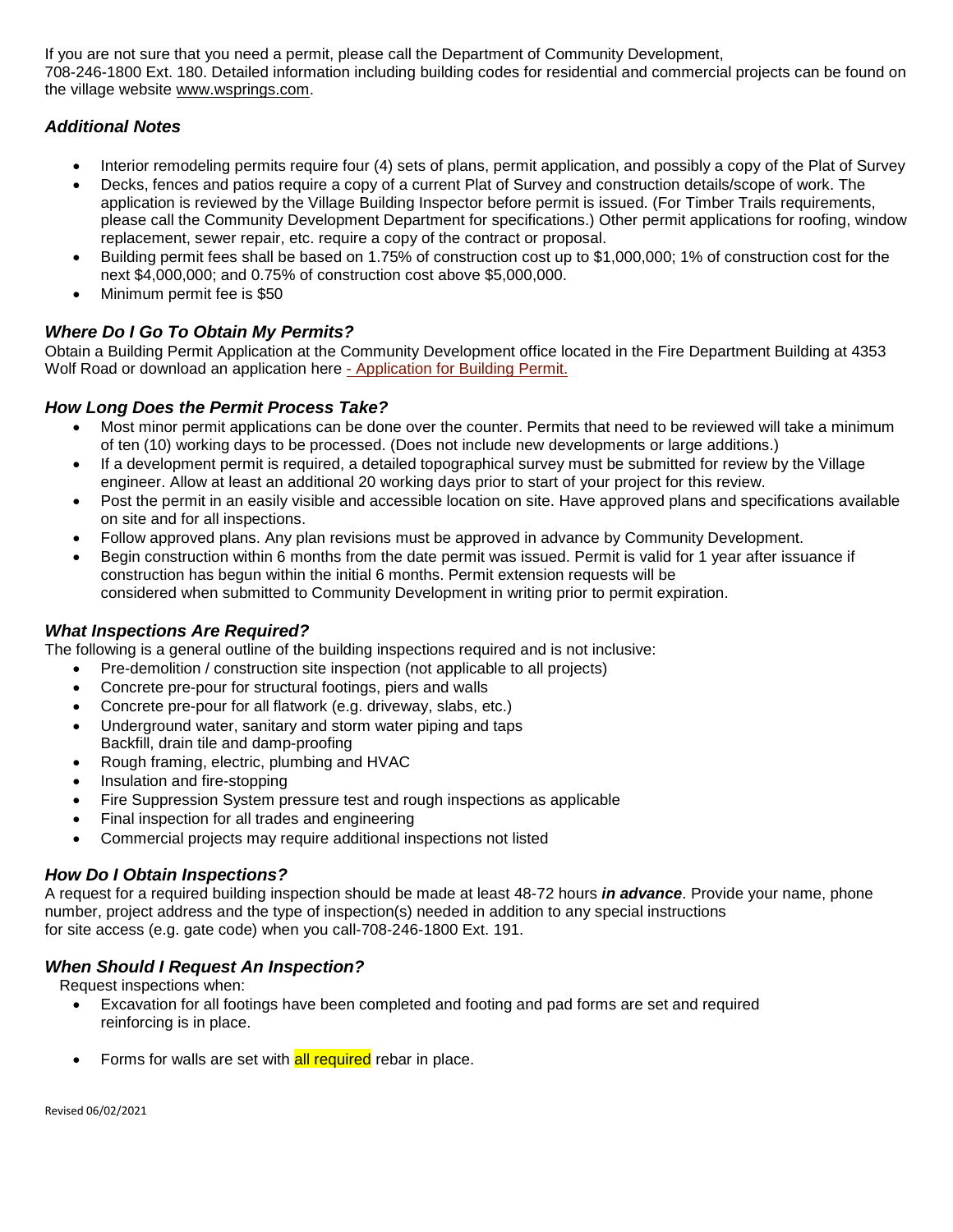If you are not sure that you need a permit, please call the Department of Community Development, 708-246-1800 Ext. 180. Detailed information including building codes for residential and commercial projects can be found on the village website www.wsprings.com.

### *Additional Notes*

- Interior remodeling permits require four (4) sets of plans, permit application, and possibly a copy of the Plat of Survey
- Decks, fences and patios require a copy of a current Plat of Survey and construction details/scope of work. The application is reviewed by the Village Building Inspector before permit is issued. (For Timber Trails requirements, please call the Community Development Department for specifications.) Other permit applications for roofing, window replacement, sewer repair, etc. require a copy of the contract or proposal.
- Building permit fees shall be based on 1.75% of construction cost up to $1,000,000; 1% of construction cost for the next $4,000,000; and 0.75% of construction cost above $5,000,000.
- Minimum permit fee is $50

### *Where Do I Go To Obtain My Permits?*

Obtain a Building Permit Application at the Community Development office located in the Fire Department Building at 4353 Wolf Road or download an application here - Application for Building Permit.

### *How Long Does the Permit Process Take?*

- Most minor permit applications can be done over the counter. Permits that need to be reviewed will take a minimum of ten (10) working days to be processed. (Does not include new developments or large additions.)
- If a development permit is required, a detailed topographical survey must be submitted for review by the Village engineer. Allow at least an additional 20 working days prior to start of your project for this review.
- Post the permit in an easily visible and accessible location on site. Have approved plans and specifications available on site and for all inspections.
- Follow approved plans. Any plan revisions must be approved in advance by Community Development.
- Begin construction within 6 months from the date permit was issued. Permit is valid for 1 year after issuance if construction has begun within the initial 6 months. Permit extension requests will be considered when submitted to Community Development in writing prior to permit expiration.

### *What Inspections Are Required?*

The following is a general outline of the building inspections required and is not inclusive:

- Pre-demolition / construction site inspection (not applicable to all projects)
- Concrete pre-pour for structural footings, piers and walls
- Concrete pre-pour for all flatwork (e.g. driveway, slabs, etc.)
- Underground water, sanitary and storm water piping and taps
  Backfill, drain tile and damp-proofing
- Rough framing, electric, plumbing and HVAC
- Insulation and fire-stopping
- Fire Suppression System pressure test and rough inspections as applicable
- Final inspection for all trades and engineering
- Commercial projects may require additional inspections not listed

### *How Do I Obtain Inspections?*

A request for a required building inspection should be made at least 48-72 hours ***in advance***. Provide your name, phone number, project address and the type of inspection(s) needed in addition to any special instructions for site access (e.g. gate code) when you call-708-246-1800 Ext. 191.

### *When Should I Request An Inspection?*

Request inspections when:

- Excavation for all footings have been completed and footing and pad forms are set and required reinforcing is in place.
- Forms for walls are set with all required rebar in place.

Revised 06/02/2021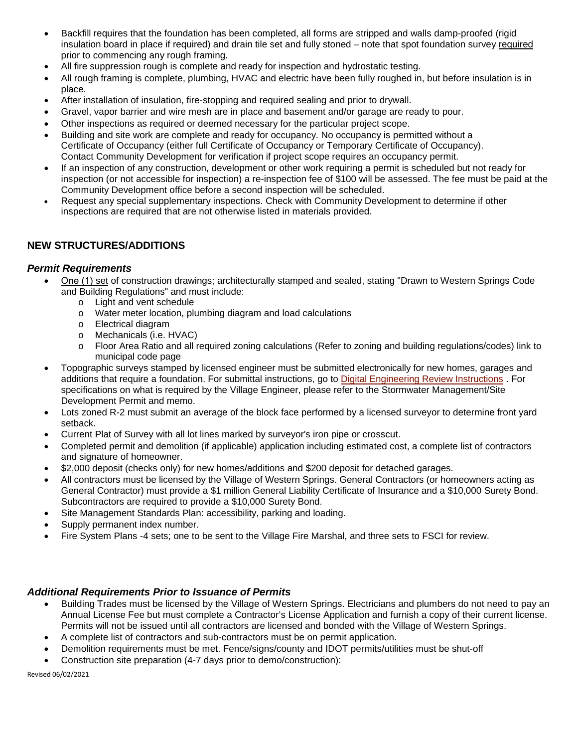- Backfill requires that the foundation has been completed, all forms are stripped and walls damp-proofed (rigid insulation board in place if required) and drain tile set and fully stoned – note that spot foundation survey required prior to commencing any rough framing.
- All fire suppression rough is complete and ready for inspection and hydrostatic testing.
- All rough framing is complete, plumbing, HVAC and electric have been fully roughed in, but before insulation is in place.
- After installation of insulation, fire-stopping and required sealing and prior to drywall.
- Gravel, vapor barrier and wire mesh are in place and basement and/or garage are ready to pour.
- Other inspections as required or deemed necessary for the particular project scope.
- Building and site work are complete and ready for occupancy. No occupancy is permitted without a Certificate of Occupancy (either full Certificate of Occupancy or Temporary Certificate of Occupancy). Contact Community Development for verification if project scope requires an occupancy permit.
- If an inspection of any construction, development or other work requiring a permit is scheduled but not ready for inspection (or not accessible for inspection) a re-inspection fee of $100 will be assessed. The fee must be paid at the Community Development office before a second inspection will be scheduled.
- Request any special supplementary inspections. Check with Community Development to determine if other inspections are required that are not otherwise listed in materials provided.

## NEW STRUCTURES/ADDITIONS

### *Permit Requirements*

- One (1) set of construction drawings; architecturally stamped and sealed, stating "Drawn to Western Springs Code and Building Regulations" and must include:
  - Light and vent schedule
  - Water meter location, plumbing diagram and load calculations
  - Electrical diagram
  - Mechanicals (i.e. HVAC)
  - Floor Area Ratio and all required zoning calculations (Refer to zoning and building regulations/codes) link to municipal code page
- Topographic surveys stamped by licensed engineer must be submitted electronically for new homes, garages and additions that require a foundation. For submittal instructions, go to Digital Engineering Review Instructions . For specifications on what is required by the Village Engineer, please refer to the Stormwater Management/Site Development Permit and memo.
- Lots zoned R-2 must submit an average of the block face performed by a licensed surveyor to determine front yard setback.
- Current Plat of Survey with all lot lines marked by surveyor's iron pipe or crosscut.
- Completed permit and demolition (if applicable) application including estimated cost, a complete list of contractors and signature of homeowner.
- $2,000 deposit (checks only) for new homes/additions and $200 deposit for detached garages.
- All contractors must be licensed by the Village of Western Springs. General Contractors (or homeowners acting as General Contractor) must provide a $1 million General Liability Certificate of Insurance and a $10,000 Surety Bond. Subcontractors are required to provide a $10,000 Surety Bond.
- Site Management Standards Plan: accessibility, parking and loading.
- Supply permanent index number.
- Fire System Plans -4 sets; one to be sent to the Village Fire Marshal, and three sets to FSCI for review.

### *Additional Requirements Prior to Issuance of Permits*

- Building Trades must be licensed by the Village of Western Springs. Electricians and plumbers do not need to pay an Annual License Fee but must complete a Contractor's License Application and furnish a copy of their current license. Permits will not be issued until all contractors are licensed and bonded with the Village of Western Springs.
- A complete list of contractors and sub-contractors must be on permit application.
- Demolition requirements must be met. Fence/signs/county and IDOT permits/utilities must be shut-off
- Construction site preparation (4-7 days prior to demo/construction):

Revised 06/02/2021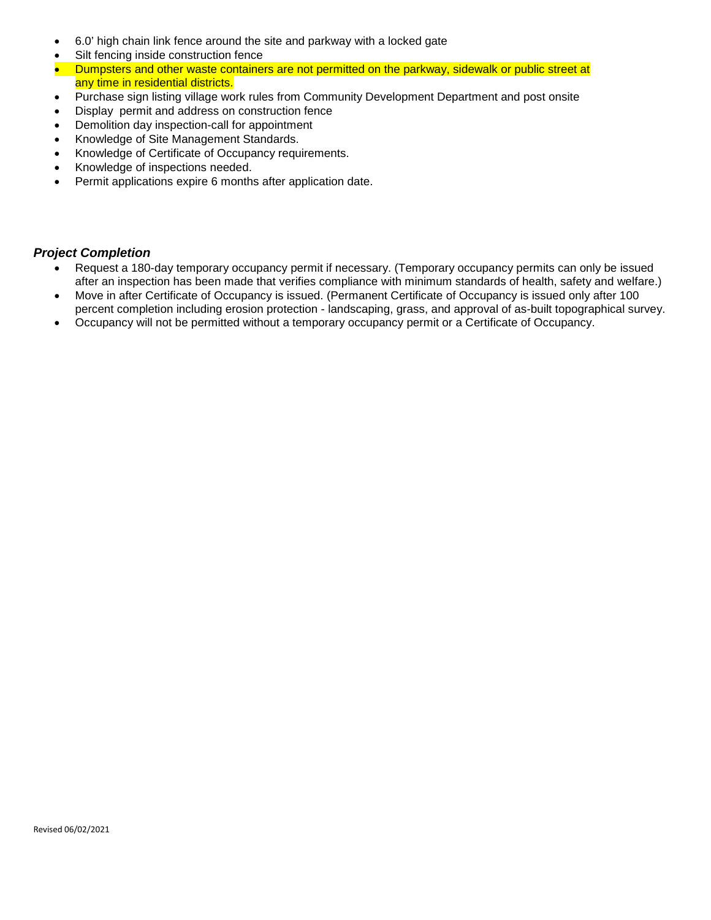- 6.0' high chain link fence around the site and parkway with a locked gate
- Silt fencing inside construction fence
- Dumpsters and other waste containers are not permitted on the parkway, sidewalk or public street at any time in residential districts.
- Purchase sign listing village work rules from Community Development Department and post onsite
- Display permit and address on construction fence
- Demolition day inspection-call for appointment
- Knowledge of Site Management Standards.
- Knowledge of Certificate of Occupancy requirements.
- Knowledge of inspections needed.
- Permit applications expire 6 months after application date.

### *Project Completion*

- Request a 180-day temporary occupancy permit if necessary. (Temporary occupancy permits can only be issued after an inspection has been made that verifies compliance with minimum standards of health, safety and welfare.)
- Move in after Certificate of Occupancy is issued. (Permanent Certificate of Occupancy is issued only after 100 percent completion including erosion protection - landscaping, grass, and approval of as-built topographical survey.
- Occupancy will not be permitted without a temporary occupancy permit or a Certificate of Occupancy.

Revised 06/02/2021